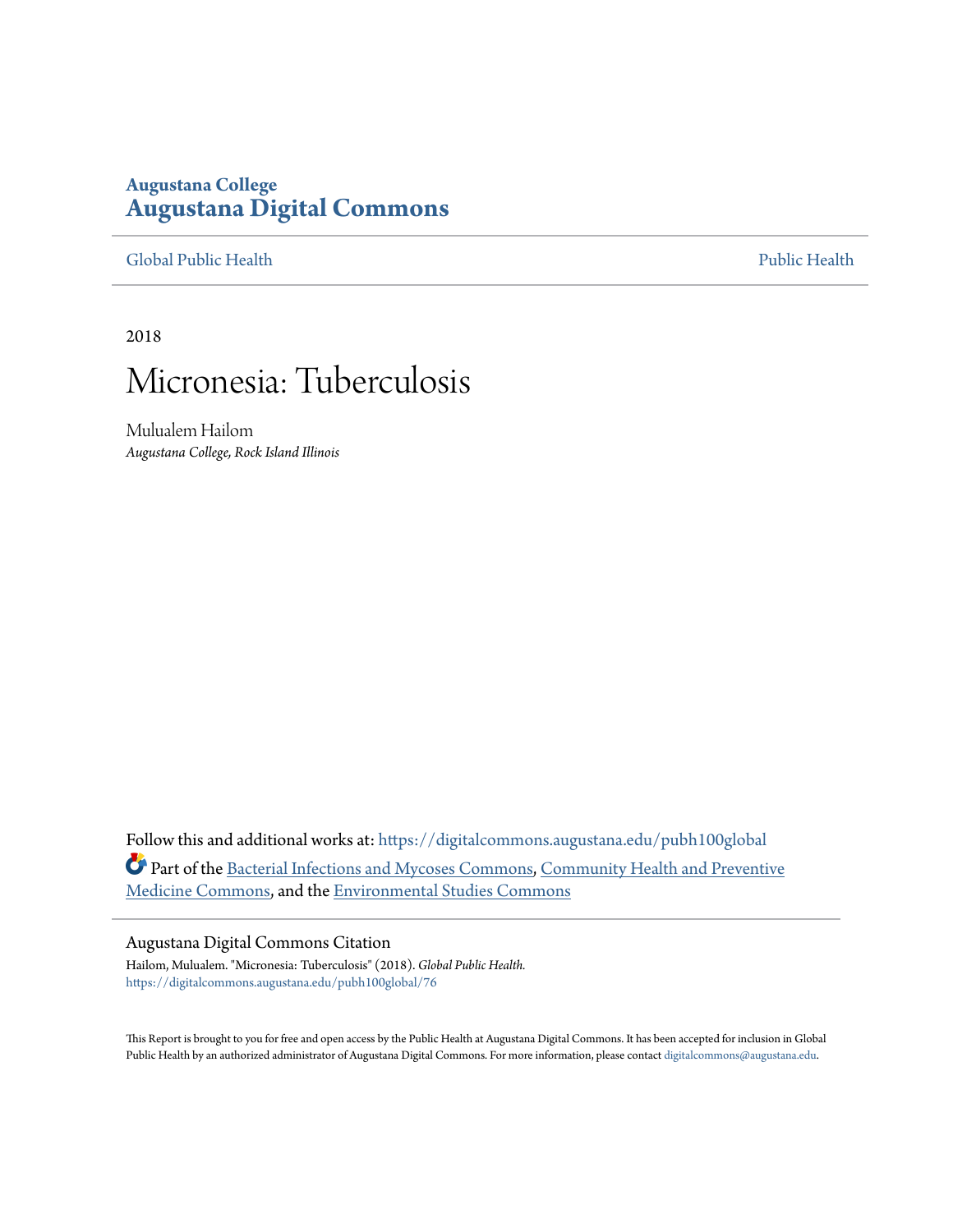Augustana College

# Augustana Digital Commons

Global Public Health | Public Health

2018

# Micronesia: Tuberculosis

Mulualem Hailom
*Augustana College, Rock Island Illinois*

Follow this and additional works at: https://digitalcommons.augustana.edu/pubh100global

Part of the Bacterial Infections and Mycoses Commons, Community Health and Preventive Medicine Commons, and the Environmental Studies Commons

## Augustana Digital Commons Citation

Hailom, Mulualem. "Micronesia: Tuberculosis" (2018). *Global Public Health.*
https://digitalcommons.augustana.edu/pubh100global/76

This Report is brought to you for free and open access by the Public Health at Augustana Digital Commons. It has been accepted for inclusion in Global Public Health by an authorized administrator of Augustana Digital Commons. For more information, please contact digitalcommons@augustana.edu.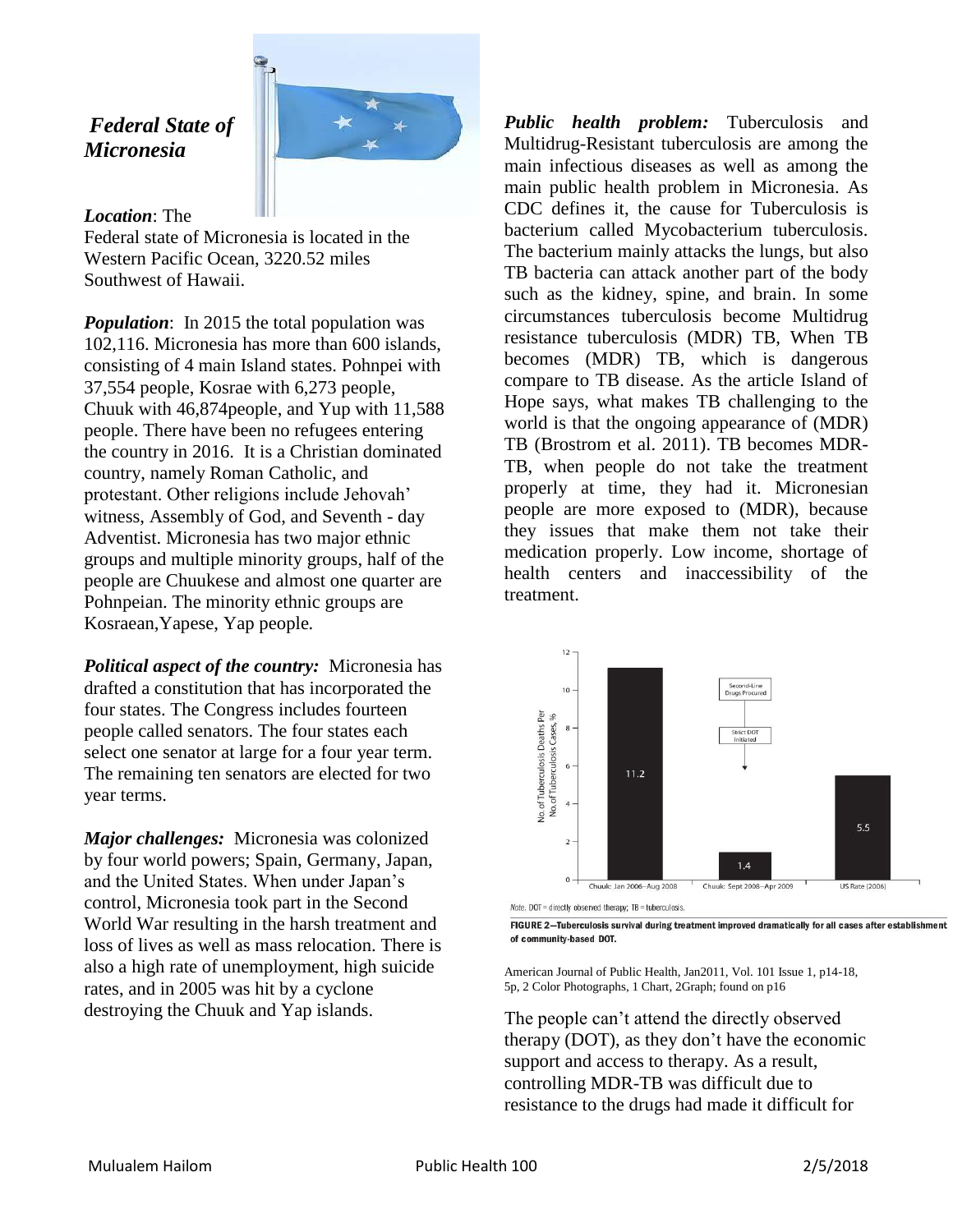## *Federal State of Micronesia*

***Location***: The Federal state of Micronesia is located in the Western Pacific Ocean, 3220.52 miles Southwest of Hawaii.

***Population***: In 2015 the total population was 102,116. Micronesia has more than 600 islands, consisting of 4 main Island states. Pohnpei with 37,554 people, Kosrae with 6,273 people, Chuuk with 46,874people, and Yup with 11,588 people. There have been no refugees entering the country in 2016. It is a Christian dominated country, namely Roman Catholic, and protestant. Other religions include Jehovah' witness, Assembly of God, and Seventh - day Adventist. Micronesia has two major ethnic groups and multiple minority groups, half of the people are Chuukese and almost one quarter are Pohnpeian. The minority ethnic groups are Kosraean,Yapese, Yap people.

***Political aspect of the country:*** Micronesia has drafted a constitution that has incorporated the four states. The Congress includes fourteen people called senators. The four states each select one senator at large for a four year term. The remaining ten senators are elected for two year terms.

***Major challenges:*** Micronesia was colonized by four world powers; Spain, Germany, Japan, and the United States. When under Japan's control, Micronesia took part in the Second World War resulting in the harsh treatment and loss of lives as well as mass relocation. There is also a high rate of unemployment, high suicide rates, and in 2005 was hit by a cyclone destroying the Chuuk and Yap islands.

***Public health problem:*** Tuberculosis and Multidrug-Resistant tuberculosis are among the main infectious diseases as well as among the main public health problem in Micronesia. As CDC defines it, the cause for Tuberculosis is bacterium called Mycobacterium tuberculosis. The bacterium mainly attacks the lungs, but also TB bacteria can attack another part of the body such as the kidney, spine, and brain. In some circumstances tuberculosis become Multidrug resistance tuberculosis (MDR) TB, When TB becomes (MDR) TB, which is dangerous compare to TB disease. As the article Island of Hope says, what makes TB challenging to the world is that the ongoing appearance of (MDR) TB (Brostrom et al. 2011). TB becomes MDR-TB, when people do not take the treatment properly at time, they had it. Micronesian people are more exposed to (MDR), because they issues that make them not take their medication properly. Low income, shortage of health centers and inaccessibility of the treatment.

Note. DOT = directly observed therapy; TB = tuberculosis.

**FIGURE 2—Tuberculosis survival during treatment improved dramatically for all cases after establishment of community-based DOT.**

American Journal of Public Health, Jan2011, Vol. 101 Issue 1, p14-18, 5p, 2 Color Photographs, 1 Chart, 2Graph; found on p16

The people can't attend the directly observed therapy (DOT), as they don't have the economic support and access to therapy. As a result, controlling MDR-TB was difficult due to resistance to the drugs had made it difficult for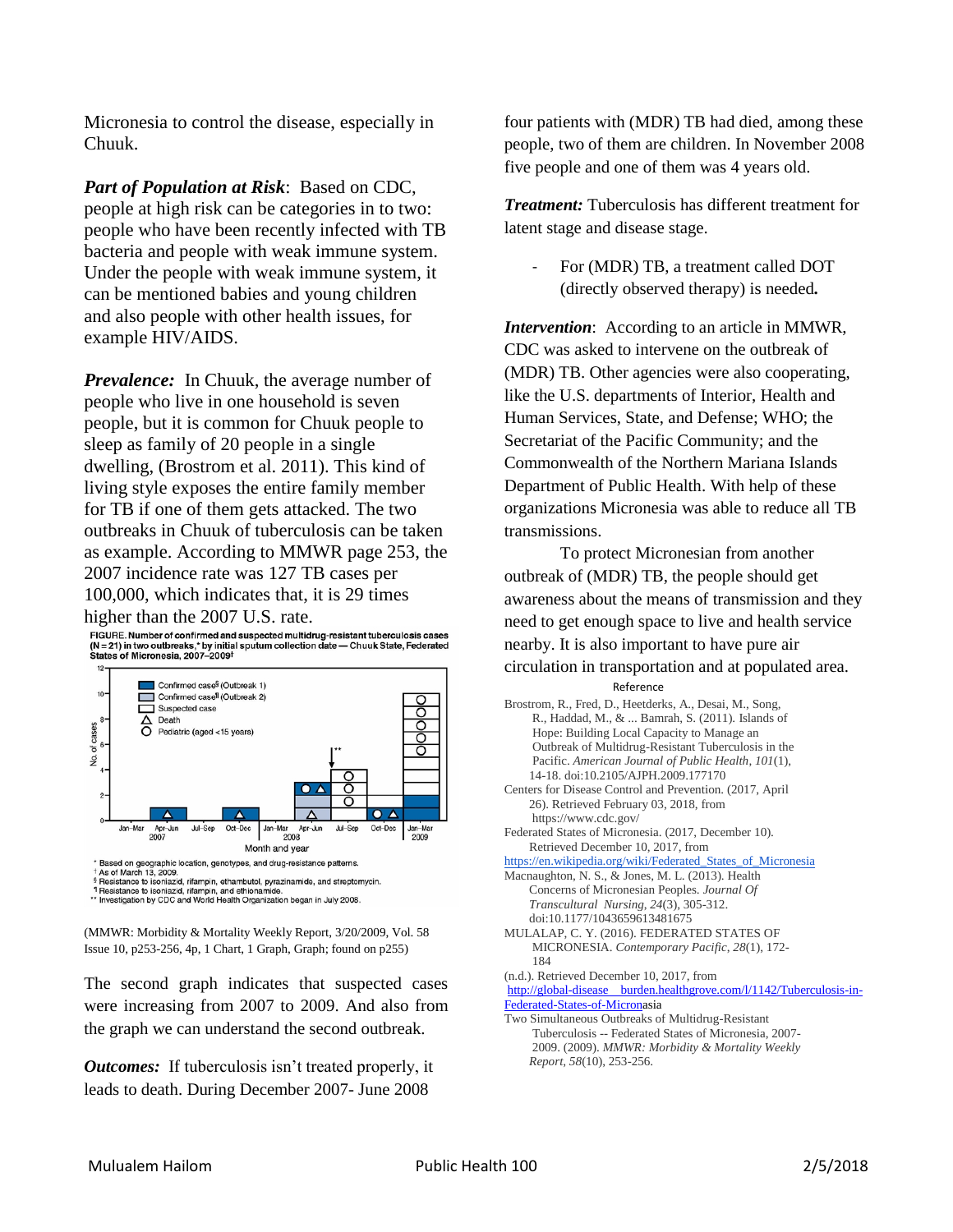Micronesia to control the disease, especially in Chuuk.

***Part of Population at Risk***: Based on CDC, people at high risk can be categories in to two: people who have been recently infected with TB bacteria and people with weak immune system. Under the people with weak immune system, it can be mentioned babies and young children and also people with other health issues, for example HIV/AIDS.

***Prevalence:*** In Chuuk, the average number of people who live in one household is seven people, but it is common for Chuuk people to sleep as family of 20 people in a single dwelling, (Brostrom et al. 2011). This kind of living style exposes the entire family member for TB if one of them gets attacked. The two outbreaks in Chuuk of tuberculosis can be taken as example. According to MMWR page 253, the 2007 incidence rate was 127 TB cases per 100,000, which indicates that, it is 29 times higher than the 2007 U.S. rate.

FIGURE. Number of confirmed and suspected multidrug-resistant tuberculosis cases (N = 21) in two outbreaks,* by initial sputum collection date — Chuuk State, Federated States of Micronesia, 2007–2009†

Confirmed case§ (Outbreak 1)
Confirmed case¶ (Outbreak 2)
Suspected case
Death
Pediatric (aged <15 years)

No. of cases
0
2
4
6
8
10
12

Jan–Mar, Apr–Jun 2007, Jul–Sep, Oct–Dec, Jan–Mar, Apr–Jun 2008, Jul–Sep, Oct–Dec, Jan–Mar 2009

Month and year

**

\* Based on geographic location, genotypes, and drug-resistance patterns.
† As of March 13, 2009.
§ Resistance to isoniazid, rifampin, ethambutol, pyrazinamide, and streptomycin.
¶ Resistance to isoniazid, rifampin, and ethionamide.
** Investigation by CDC and World Health Organization began in July 2008.

(MMWR: Morbidity & Mortality Weekly Report, 3/20/2009, Vol. 58 Issue 10, p253-256, 4p, 1 Chart, 1 Graph, Graph; found on p255)

The second graph indicates that suspected cases were increasing from 2007 to 2009. And also from the graph we can understand the second outbreak.

***Outcomes:*** If tuberculosis isn't treated properly, it leads to death. During December 2007- June 2008 four patients with (MDR) TB had died, among these people, two of them are children. In November 2008 five people and one of them was 4 years old.

***Treatment:*** Tuberculosis has different treatment for latent stage and disease stage.

- For (MDR) TB, a treatment called DOT (directly observed therapy) is needed**.**

***Intervention***: According to an article in MMWR, CDC was asked to intervene on the outbreak of (MDR) TB. Other agencies were also cooperating, like the U.S. departments of Interior, Health and Human Services, State, and Defense; WHO; the Secretariat of the Pacific Community; and the Commonwealth of the Northern Mariana Islands Department of Public Health. With help of these organizations Micronesia was able to reduce all TB transmissions.

To protect Micronesian from another outbreak of (MDR) TB, the people should get awareness about the means of transmission and they need to get enough space to live and health service nearby. It is also important to have pure air circulation in transportation and at populated area.

Reference

Brostrom, R., Fred, D., Heetderks, A., Desai, M., Song, R., Haddad, M., & ... Bamrah, S. (2011). Islands of Hope: Building Local Capacity to Manage an Outbreak of Multidrug-Resistant Tuberculosis in the Pacific. *American Journal of Public Health*, *101*(1), 14-18. doi:10.2105/AJPH.2009.177170

Centers for Disease Control and Prevention. (2017, April 26). Retrieved February 03, 2018, from https://www.cdc.gov/

Federated States of Micronesia. (2017, December 10). Retrieved December 10, 2017, from https://en.wikipedia.org/wiki/Federated_States_of_Micronesia

Macnaughton, N. S., & Jones, M. L. (2013). Health Concerns of Micronesian Peoples. *Journal Of Transcultural Nursing*, *24*(3), 305-312. doi:10.1177/1043659613481675

MULALAP, C. Y. (2016). FEDERATED STATES OF MICRONESIA. *Contemporary Pacific*, *28*(1), 172-184

(n.d.). Retrieved December 10, 2017, from http://global-disease burden.healthgrove.com/l/1142/Tuberculosis-in-Federated-States-of-Micronasia

Two Simultaneous Outbreaks of Multidrug-Resistant Tuberculosis -- Federated States of Micronesia, 2007-2009. (2009). *MMWR: Morbidity & Mortality Weekly Report*, *58*(10), 253-256.